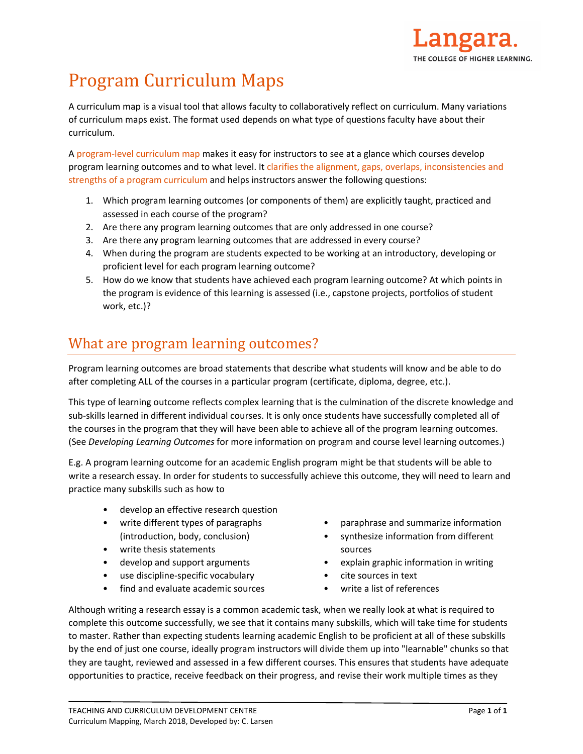# Program Curriculum Maps

A curriculum map is a visual tool that allows faculty to collaboratively reflect on curriculum. Many variations of curriculum maps exist. The format used depends on what type of questions faculty have about their curriculum.

A program-level curriculum map makes it easy for instructors to see at a glance which courses develop program learning outcomes and to what level. It clarifies the alignment, gaps, overlaps, inconsistencies and strengths of a program curriculum and helps instructors answer the following questions:

1. Which program learning outcomes (or components of them) are explicitly taught, practiced and assessed in each course of the program?
2. Are there any program learning outcomes that are only addressed in one course?
3. Are there any program learning outcomes that are addressed in every course?
4. When during the program are students expected to be working at an introductory, developing or proficient level for each program learning outcome?
5. How do we know that students have achieved each program learning outcome? At which points in the program is evidence of this learning is assessed (i.e., capstone projects, portfolios of student work, etc.)?

## What are program learning outcomes?

Program learning outcomes are broad statements that describe what students will know and be able to do after completing ALL of the courses in a particular program (certificate, diploma, degree, etc.).

This type of learning outcome reflects complex learning that is the culmination of the discrete knowledge and sub-skills learned in different individual courses. It is only once students have successfully completed all of the courses in the program that they will have been able to achieve all of the program learning outcomes. (See *Developing Learning Outcomes* for more information on program and course level learning outcomes.)

E.g. A program learning outcome for an academic English program might be that students will be able to write a research essay. In order for students to successfully achieve this outcome, they will need to learn and practice many subskills such as how to

- develop an effective research question
- write different types of paragraphs (introduction, body, conclusion)
- write thesis statements
- develop and support arguments
- use discipline-specific vocabulary
- find and evaluate academic sources
- paraphrase and summarize information
- synthesize information from different sources
- explain graphic information in writing
- cite sources in text
- write a list of references

Although writing a research essay is a common academic task, when we really look at what is required to complete this outcome successfully, we see that it contains many subskills, which will take time for students to master. Rather than expecting students learning academic English to be proficient at all of these subskills by the end of just one course, ideally program instructors will divide them up into "learnable" chunks so that they are taught, reviewed and assessed in a few different courses. This ensures that students have adequate opportunities to practice, receive feedback on their progress, and revise their work multiple times as they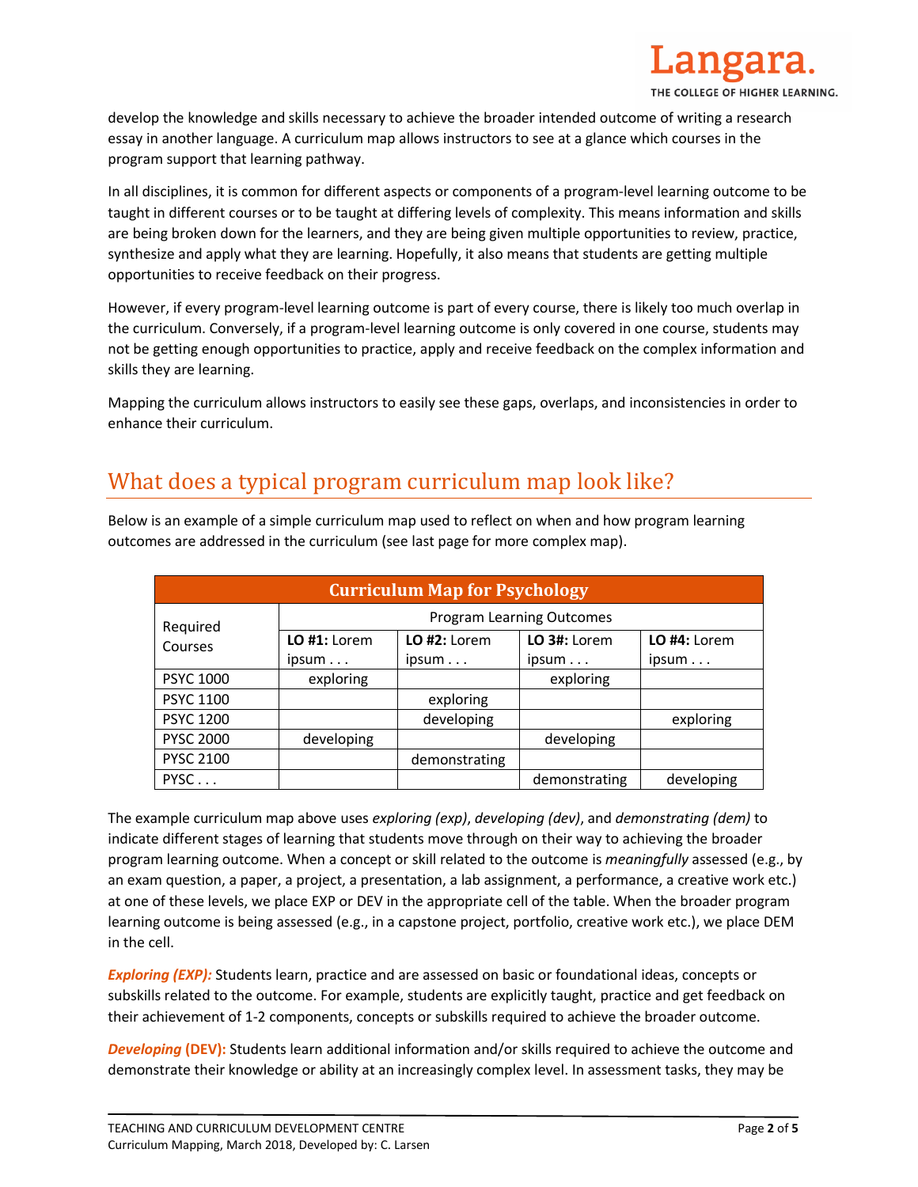develop the knowledge and skills necessary to achieve the broader intended outcome of writing a research essay in another language. A curriculum map allows instructors to see at a glance which courses in the program support that learning pathway.

In all disciplines, it is common for different aspects or components of a program-level learning outcome to be taught in different courses or to be taught at differing levels of complexity. This means information and skills are being broken down for the learners, and they are being given multiple opportunities to review, practice, synthesize and apply what they are learning. Hopefully, it also means that students are getting multiple opportunities to receive feedback on their progress.

However, if every program-level learning outcome is part of every course, there is likely too much overlap in the curriculum. Conversely, if a program-level learning outcome is only covered in one course, students may not be getting enough opportunities to practice, apply and receive feedback on the complex information and skills they are learning.

Mapping the curriculum allows instructors to easily see these gaps, overlaps, and inconsistencies in order to enhance their curriculum.

## What does a typical program curriculum map look like?

Below is an example of a simple curriculum map used to reflect on when and how program learning outcomes are addressed in the curriculum (see last page for more complex map).

| **Curriculum Map for Psychology** | | | | |
|---|---|---|---|---|
| Required Courses | Program Learning Outcomes | | | |
| | **LO #1:** Lorem ipsum . . . | **LO #2:** Lorem ipsum . . . | **LO 3#:** Lorem ipsum . . . | **LO #4:** Lorem ipsum . . . |
| PSYC 1000 | exploring | | exploring | |
| PSYC 1100 | | exploring | | |
| PSYC 1200 | | developing | | exploring |
| PYSC 2000 | developing | | developing | |
| PYSC 2100 | | demonstrating | | |
| PYSC . . . | | | demonstrating | developing |

The example curriculum map above uses *exploring (exp)*, *developing (dev)*, and *demonstrating (dem)* to indicate different stages of learning that students move through on their way to achieving the broader program learning outcome. When a concept or skill related to the outcome is *meaningfully* assessed (e.g., by an exam question, a paper, a project, a presentation, a lab assignment, a performance, a creative work etc.) at one of these levels, we place EXP or DEV in the appropriate cell of the table. When the broader program learning outcome is being assessed (e.g., in a capstone project, portfolio, creative work etc.), we place DEM in the cell.

***Exploring (EXP):*** Students learn, practice and are assessed on basic or foundational ideas, concepts or subskills related to the outcome. For example, students are explicitly taught, practice and get feedback on their achievement of 1-2 components, concepts or subskills required to achieve the broader outcome.

***Developing* (DEV):** Students learn additional information and/or skills required to achieve the outcome and demonstrate their knowledge or ability at an increasingly complex level. In assessment tasks, they may be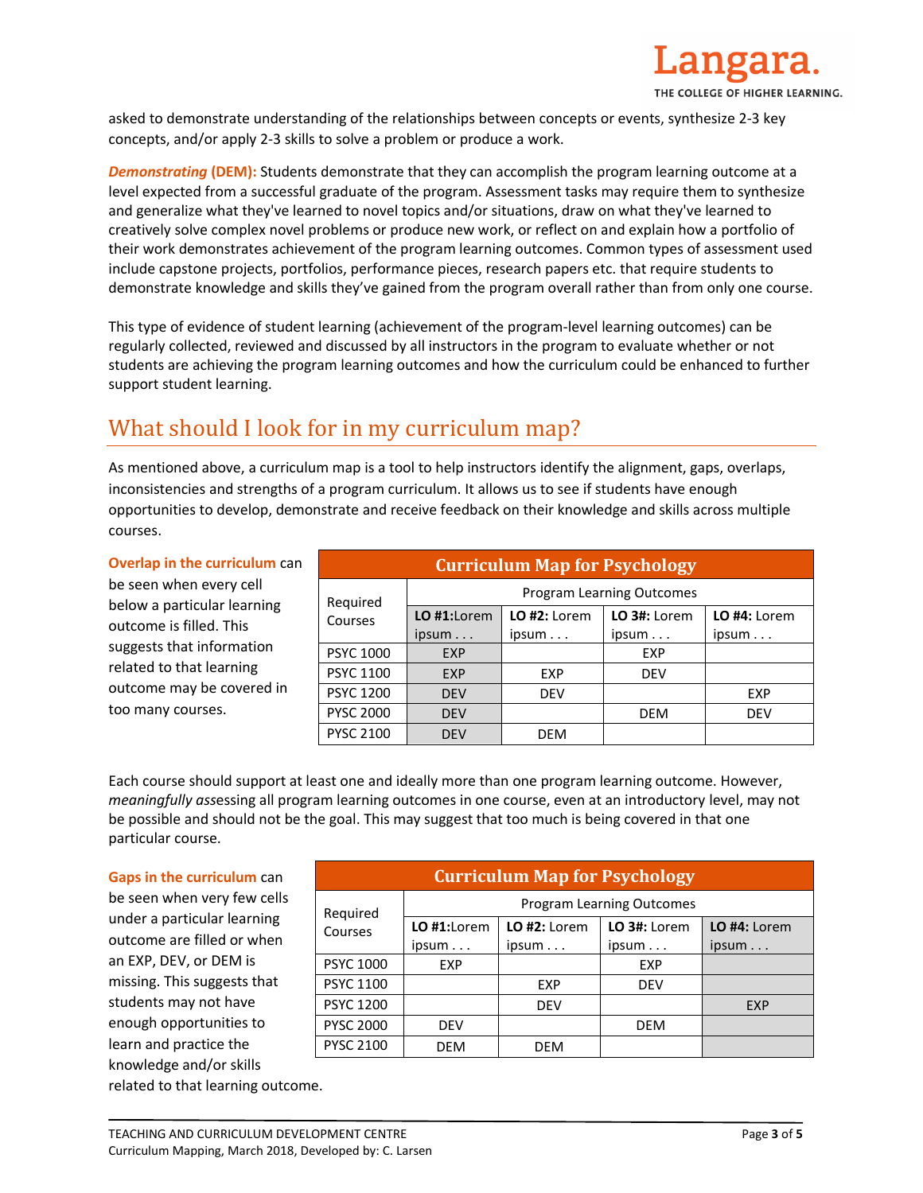asked to demonstrate understanding of the relationships between concepts or events, synthesize 2-3 key concepts, and/or apply 2-3 skills to solve a problem or produce a work.

***Demonstrating* (DEM):** Students demonstrate that they can accomplish the program learning outcome at a level expected from a successful graduate of the program. Assessment tasks may require them to synthesize and generalize what they've learned to novel topics and/or situations, draw on what they've learned to creatively solve complex novel problems or produce new work, or reflect on and explain how a portfolio of their work demonstrates achievement of the program learning outcomes. Common types of assessment used include capstone projects, portfolios, performance pieces, research papers etc. that require students to demonstrate knowledge and skills they've gained from the program overall rather than from only one course.

This type of evidence of student learning (achievement of the program-level learning outcomes) can be regularly collected, reviewed and discussed by all instructors in the program to evaluate whether or not students are achieving the program learning outcomes and how the curriculum could be enhanced to further support student learning.

## What should I look for in my curriculum map?

As mentioned above, a curriculum map is a tool to help instructors identify the alignment, gaps, overlaps, inconsistencies and strengths of a program curriculum. It allows us to see if students have enough opportunities to develop, demonstrate and receive feedback on their knowledge and skills across multiple courses.

**Overlap in the curriculum** can be seen when every cell below a particular learning outcome is filled. This suggests that information related to that learning outcome may be covered in too many courses.

| Curriculum Map for Psychology | | | | |
|---|---|---|---|---|
| Required Courses | Program Learning Outcomes | | | |
| | **LO #1:**Lorem ipsum . . . | **LO #2:** Lorem ipsum . . . | **LO 3#:** Lorem ipsum . . . | **LO #4:** Lorem ipsum . . . |
| PSYC 1000 | EXP | | EXP | |
| PSYC 1100 | EXP | EXP | DEV | |
| PSYC 1200 | DEV | DEV | | EXP |
| PYSC 2000 | DEV | | DEM | DEV |
| PYSC 2100 | DEV | DEM | | |

Each course should support at least one and ideally more than one program learning outcome. However, *meaningfully ass*essing all program learning outcomes in one course, even at an introductory level, may not be possible and should not be the goal. This may suggest that too much is being covered in that one particular course.

**Gaps in the curriculum** can be seen when very few cells under a particular learning outcome are filled or when an EXP, DEV, or DEM is missing. This suggests that students may not have enough opportunities to learn and practice the knowledge and/or skills related to that learning outcome.

| Curriculum Map for Psychology | | | | |
|---|---|---|---|---|
| Required Courses | Program Learning Outcomes | | | |
| | **LO #1:**Lorem ipsum . . . | **LO #2:** Lorem ipsum . . . | **LO 3#:** Lorem ipsum . . . | **LO #4:** Lorem ipsum . . . |
| PSYC 1000 | EXP | | EXP | |
| PSYC 1100 | | EXP | DEV | |
| PSYC 1200 | | DEV | | EXP |
| PYSC 2000 | DEV | | DEM | |
| PYSC 2100 | DEM | DEM | | |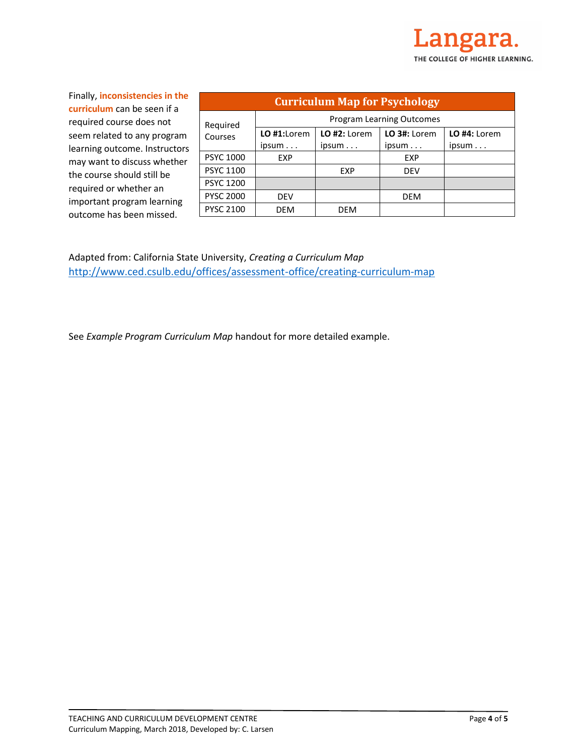Finally, **inconsistencies in the curriculum** can be seen if a required course does not seem related to any program learning outcome. Instructors may want to discuss whether the course should still be required or whether an important program learning outcome has been missed.

| **Curriculum Map for Psychology** | | | | |
|---|---|---|---|---|
| Required Courses | Program Learning Outcomes | | | |
| | **LO #1:**Lorem ipsum . . . | **LO #2:** Lorem ipsum . . . | **LO 3#:** Lorem ipsum . . . | **LO #4:** Lorem ipsum . . . |
| PSYC 1000 | EXP | | EXP | |
| PSYC 1100 | | EXP | DEV | |
| PSYC 1200 | | | | |
| PYSC 2000 | DEV | | DEM | |
| PYSC 2100 | DEM | DEM | | |

Adapted from: California State University, *Creating a Curriculum Map*
http://www.ced.csulb.edu/offices/assessment-office/creating-curriculum-map

See *Example Program Curriculum Map* handout for more detailed example.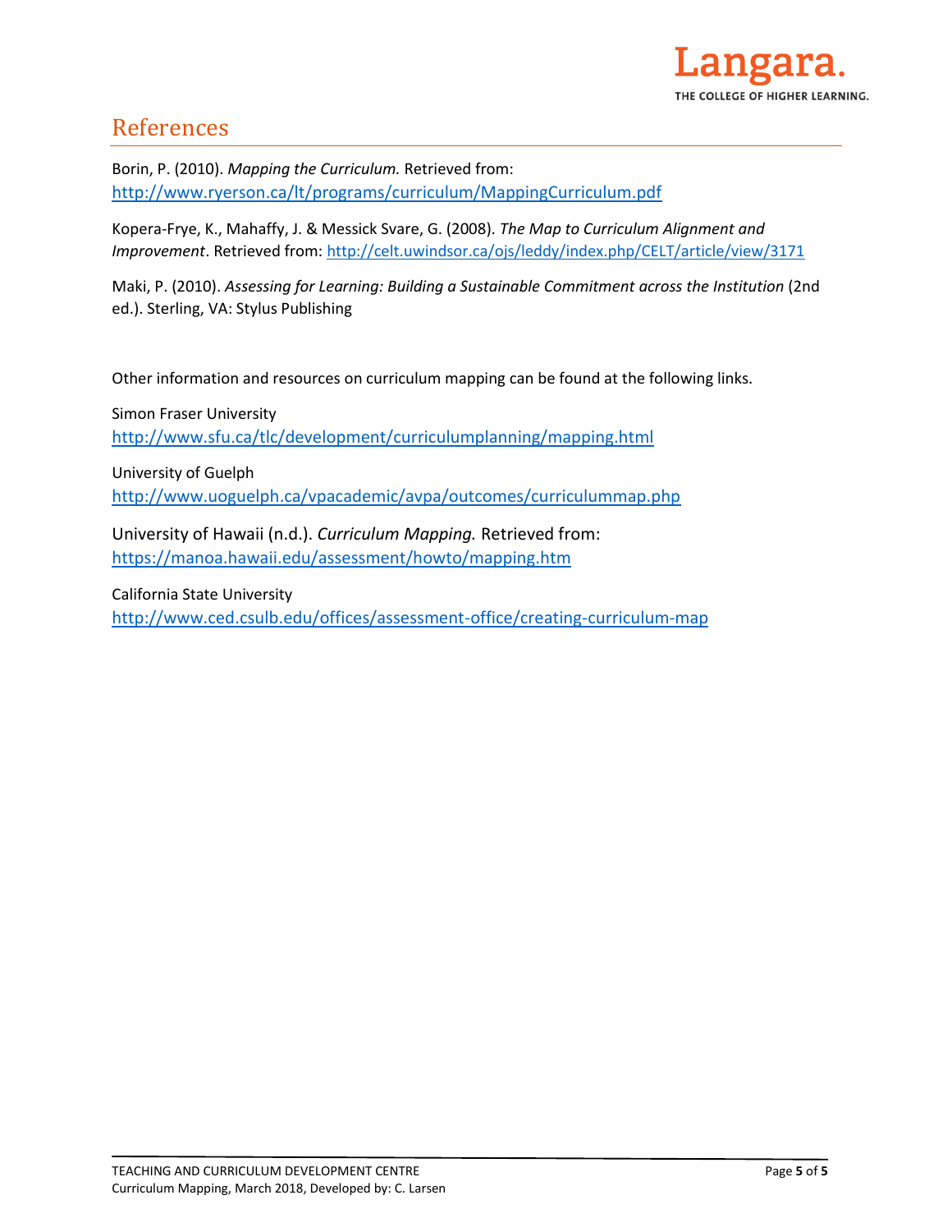## References

Borin, P. (2010). *Mapping the Curriculum.* Retrieved from:
http://www.ryerson.ca/lt/programs/curriculum/MappingCurriculum.pdf

Kopera-Frye, K., Mahaffy, J. & Messick Svare, G. (2008). *The Map to Curriculum Alignment and Improvement*. Retrieved from: http://celt.uwindsor.ca/ojs/leddy/index.php/CELT/article/view/3171

Maki, P. (2010). *Assessing for Learning: Building a Sustainable Commitment across the Institution* (2nd ed.). Sterling, VA: Stylus Publishing

Other information and resources on curriculum mapping can be found at the following links.

Simon Fraser University
http://www.sfu.ca/tlc/development/curriculumplanning/mapping.html

University of Guelph
http://www.uoguelph.ca/vpacademic/avpa/outcomes/curriculummap.php

University of Hawaii (n.d.). *Curriculum Mapping.* Retrieved from:
https://manoa.hawaii.edu/assessment/howto/mapping.htm

California State University
http://www.ced.csulb.edu/offices/assessment-office/creating-curriculum-map